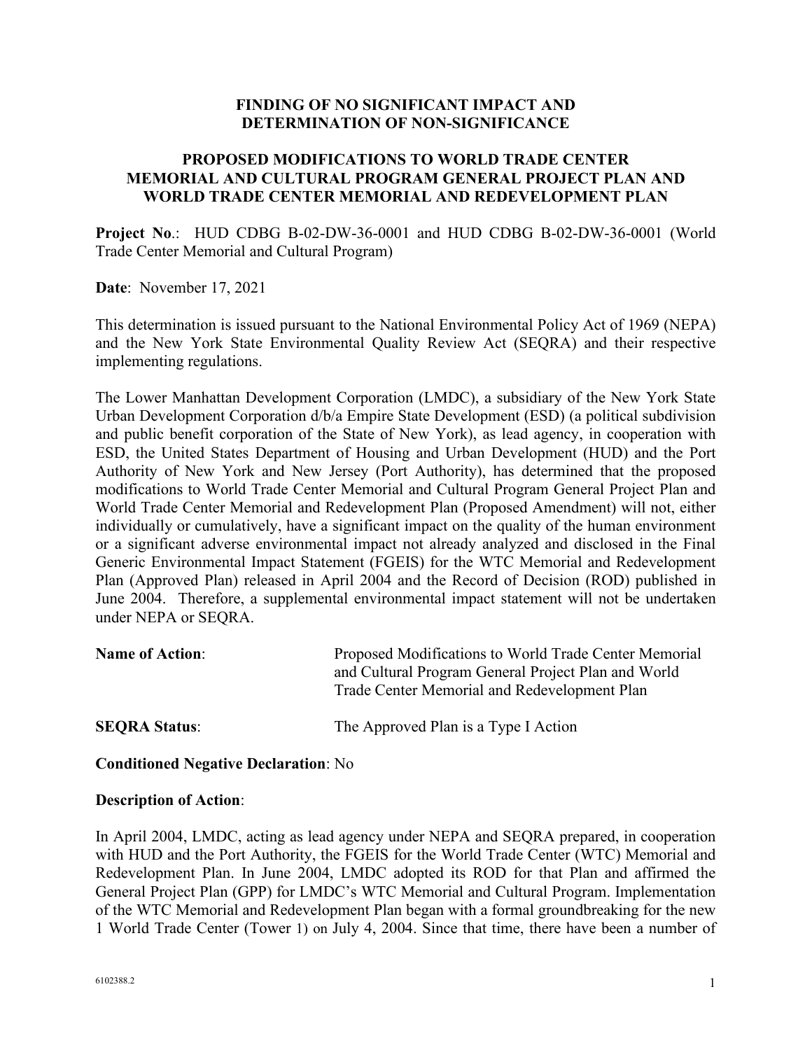# FINDING OF NO SIGNIFICANT IMPACT AND DETERMINATION OF NON-SIGNIFICANCE

## PROPOSED MODIFICATIONS TO WORLD TRADE CENTER MEMORIAL AND CULTURAL PROGRAM GENERAL PROJECT PLAN AND WORLD TRADE CENTER MEMORIAL AND REDEVELOPMENT PLAN

**Project No**.: HUD CDBG B-02-DW-36-0001 and HUD CDBG B-02-DW-36-0001 (World Trade Center Memorial and Cultural Program)

**Date**: November 17, 2021

This determination is issued pursuant to the National Environmental Policy Act of 1969 (NEPA) and the New York State Environmental Quality Review Act (SEQRA) and their respective implementing regulations.

The Lower Manhattan Development Corporation (LMDC), a subsidiary of the New York State Urban Development Corporation d/b/a Empire State Development (ESD) (a political subdivision and public benefit corporation of the State of New York), as lead agency, in cooperation with ESD, the United States Department of Housing and Urban Development (HUD) and the Port Authority of New York and New Jersey (Port Authority), has determined that the proposed modifications to World Trade Center Memorial and Cultural Program General Project Plan and World Trade Center Memorial and Redevelopment Plan (Proposed Amendment) will not, either individually or cumulatively, have a significant impact on the quality of the human environment or a significant adverse environmental impact not already analyzed and disclosed in the Final Generic Environmental Impact Statement (FGEIS) for the WTC Memorial and Redevelopment Plan (Approved Plan) released in April 2004 and the Record of Decision (ROD) published in June 2004. Therefore, a supplemental environmental impact statement will not be undertaken under NEPA or SEQRA.

**Name of Action**: Proposed Modifications to World Trade Center Memorial and Cultural Program General Project Plan and World Trade Center Memorial and Redevelopment Plan

**SEQRA Status**: The Approved Plan is a Type I Action

**Conditioned Negative Declaration**: No

**Description of Action**:

In April 2004, LMDC, acting as lead agency under NEPA and SEQRA prepared, in cooperation with HUD and the Port Authority, the FGEIS for the World Trade Center (WTC) Memorial and Redevelopment Plan. In June 2004, LMDC adopted its ROD for that Plan and affirmed the General Project Plan (GPP) for LMDC's WTC Memorial and Cultural Program. Implementation of the WTC Memorial and Redevelopment Plan began with a formal groundbreaking for the new 1 World Trade Center (Tower 1) on July 4, 2004. Since that time, there have been a number of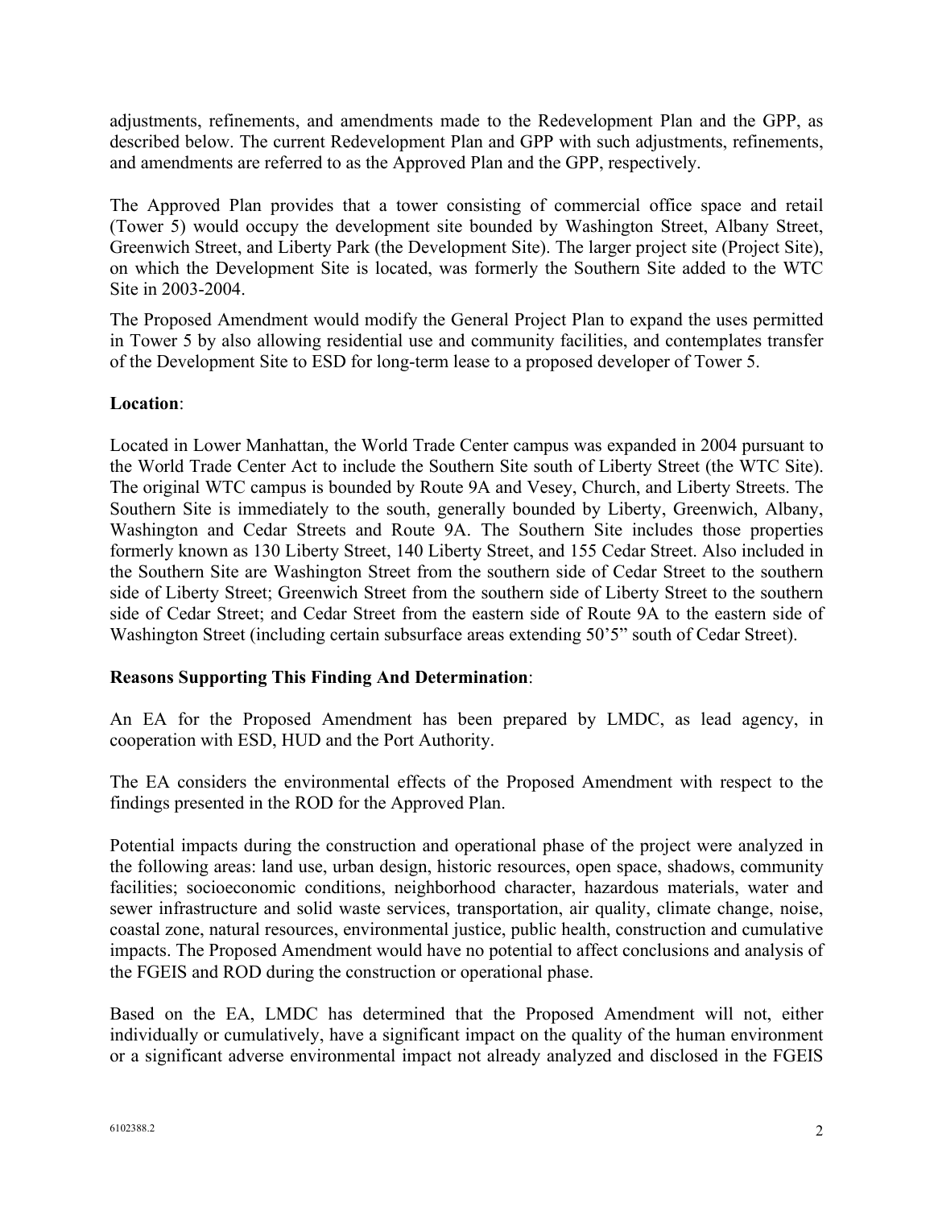adjustments, refinements, and amendments made to the Redevelopment Plan and the GPP, as described below. The current Redevelopment Plan and GPP with such adjustments, refinements, and amendments are referred to as the Approved Plan and the GPP, respectively.

The Approved Plan provides that a tower consisting of commercial office space and retail (Tower 5) would occupy the development site bounded by Washington Street, Albany Street, Greenwich Street, and Liberty Park (the Development Site). The larger project site (Project Site), on which the Development Site is located, was formerly the Southern Site added to the WTC Site in 2003-2004.

The Proposed Amendment would modify the General Project Plan to expand the uses permitted in Tower 5 by also allowing residential use and community facilities, and contemplates transfer of the Development Site to ESD for long-term lease to a proposed developer of Tower 5.

**Location**:

Located in Lower Manhattan, the World Trade Center campus was expanded in 2004 pursuant to the World Trade Center Act to include the Southern Site south of Liberty Street (the WTC Site). The original WTC campus is bounded by Route 9A and Vesey, Church, and Liberty Streets. The Southern Site is immediately to the south, generally bounded by Liberty, Greenwich, Albany, Washington and Cedar Streets and Route 9A. The Southern Site includes those properties formerly known as 130 Liberty Street, 140 Liberty Street, and 155 Cedar Street. Also included in the Southern Site are Washington Street from the southern side of Cedar Street to the southern side of Liberty Street; Greenwich Street from the southern side of Liberty Street to the southern side of Cedar Street; and Cedar Street from the eastern side of Route 9A to the eastern side of Washington Street (including certain subsurface areas extending 50'5" south of Cedar Street).

**Reasons Supporting This Finding And Determination**:

An EA for the Proposed Amendment has been prepared by LMDC, as lead agency, in cooperation with ESD, HUD and the Port Authority.

The EA considers the environmental effects of the Proposed Amendment with respect to the findings presented in the ROD for the Approved Plan.

Potential impacts during the construction and operational phase of the project were analyzed in the following areas: land use, urban design, historic resources, open space, shadows, community facilities; socioeconomic conditions, neighborhood character, hazardous materials, water and sewer infrastructure and solid waste services, transportation, air quality, climate change, noise, coastal zone, natural resources, environmental justice, public health, construction and cumulative impacts. The Proposed Amendment would have no potential to affect conclusions and analysis of the FGEIS and ROD during the construction or operational phase.

Based on the EA, LMDC has determined that the Proposed Amendment will not, either individually or cumulatively, have a significant impact on the quality of the human environment or a significant adverse environmental impact not already analyzed and disclosed in the FGEIS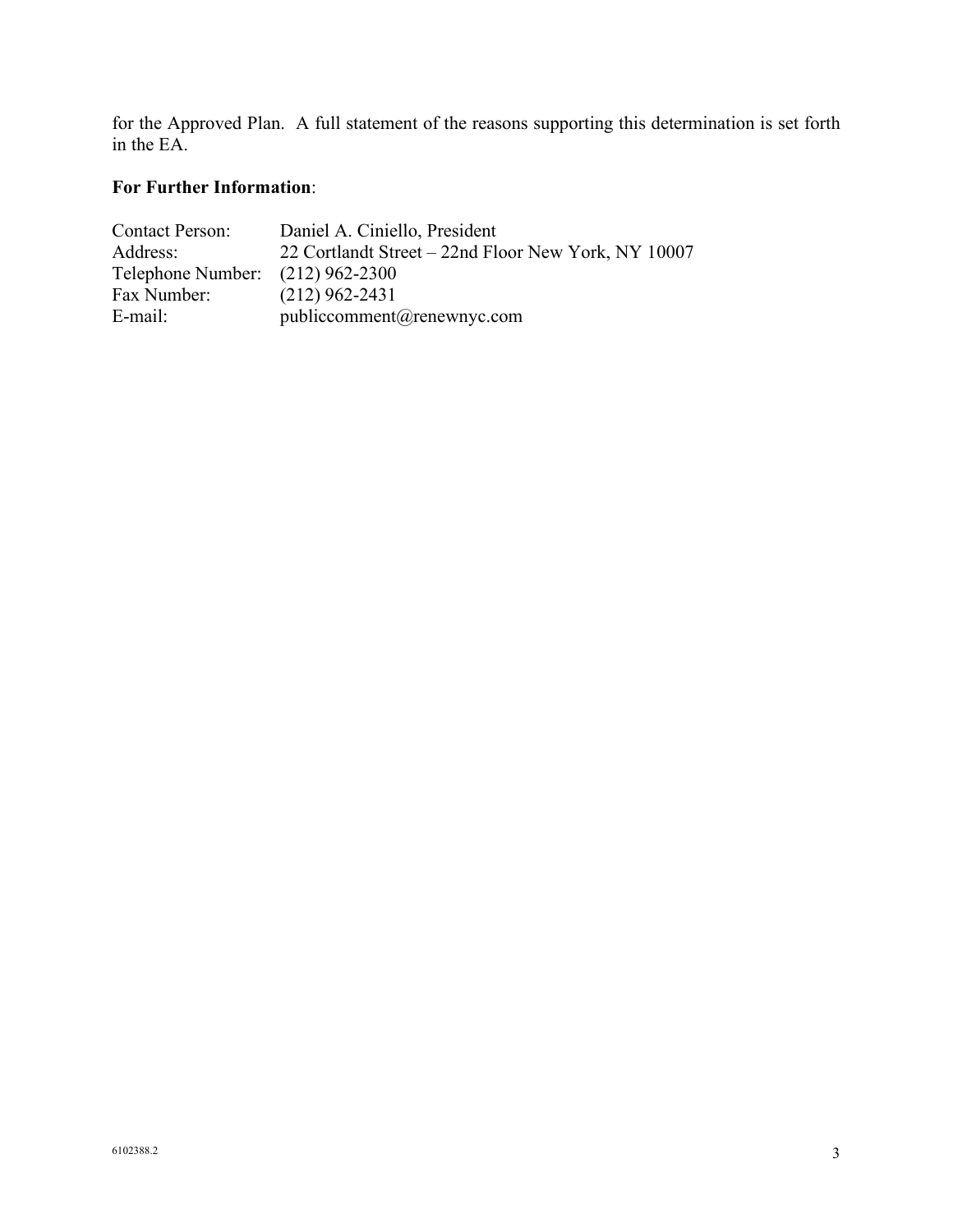for the Approved Plan. A full statement of the reasons supporting this determination is set forth in the EA.

**For Further Information**:

| | |
|---|---|
| Contact Person: | Daniel A. Ciniello, President |
| Address: | 22 Cortlandt Street – 22nd Floor New York, NY 10007 |
| Telephone Number: | (212) 962-2300 |
| Fax Number: | (212) 962-2431 |
| E-mail: | publiccomment@renewnyc.com |

6102388.2